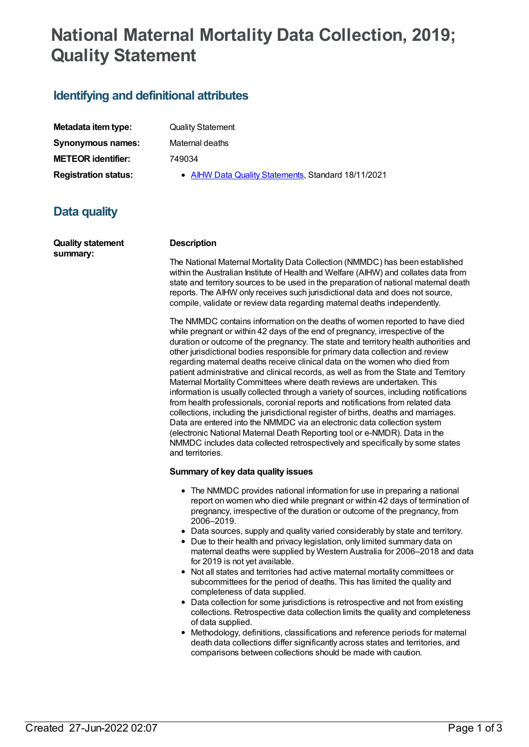# National Maternal Mortality Data Collection, 2019; Quality Statement

## Identifying and definitional attributes

| | |
|---|---|
| **Metadata item type:** | Quality Statement |
| **Synonymous names:** | Maternal deaths |
| **METEOR identifier:** | 749034 |
| **Registration status:** | • AIHW Data Quality Statements, Standard 18/11/2021 |

## Data quality

**Quality statement summary:**

**Description**

The National Maternal Mortality Data Collection (NMMDC) has been established within the Australian Institute of Health and Welfare (AIHW) and collates data from state and territory sources to be used in the preparation of national maternal death reports. The AIHW only receives such jurisdictional data and does not source, compile, validate or review data regarding maternal deaths independently.

The NMMDC contains information on the deaths of women reported to have died while pregnant or within 42 days of the end of pregnancy, irrespective of the duration or outcome of the pregnancy. The state and territory health authorities and other jurisdictional bodies responsible for primary data collection and review regarding maternal deaths receive clinical data on the women who died from patient administrative and clinical records, as well as from the State and Territory Maternal Mortality Committees where death reviews are undertaken. This information is usually collected through a variety of sources, including notifications from health professionals, coronial reports and notifications from related data collections, including the jurisdictional register of births, deaths and marriages. Data are entered into the NMMDC via an electronic data collection system (electronic National Maternal Death Reporting tool or e-NMDR). Data in the NMMDC includes data collected retrospectively and specifically by some states and territories.

**Summary of key data quality issues**

- The NMMDC provides national information for use in preparing a national report on women who died while pregnant or within 42 days of termination of pregnancy, irrespective of the duration or outcome of the pregnancy, from 2006–2019.
- Data sources, supply and quality varied considerably by state and territory.
- Due to their health and privacy legislation, only limited summary data on maternal deaths were supplied by Western Australia for 2006–2018 and data for 2019 is not yet available.
- Not all states and territories had active maternal mortality committees or subcommittees for the period of deaths. This has limited the quality and completeness of data supplied.
- Data collection for some jurisdictions is retrospective and not from existing collections. Retrospective data collection limits the quality and completeness of data supplied.
- Methodology, definitions, classifications and reference periods for maternal death data collections differ significantly across states and territories, and comparisons between collections should be made with caution.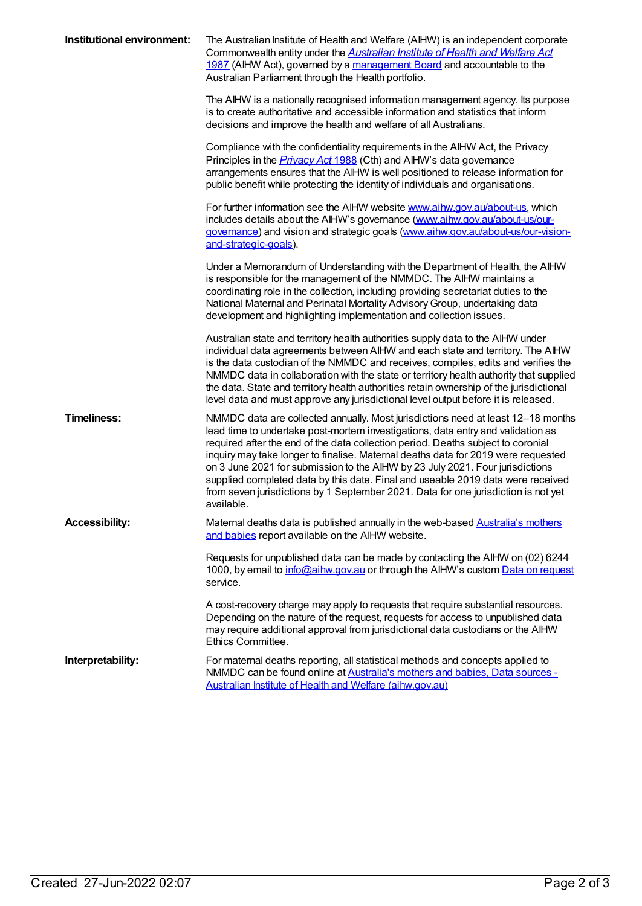**Institutional environment:**

The Australian Institute of Health and Welfare (AIHW) is an independent corporate Commonwealth entity under the *Australian Institute of Health and Welfare Act* 1987 (AIHW Act), governed by a management Board and accountable to the Australian Parliament through the Health portfolio.

The AIHW is a nationally recognised information management agency. Its purpose is to create authoritative and accessible information and statistics that inform decisions and improve the health and welfare of all Australians.

Compliance with the confidentiality requirements in the AIHW Act, the Privacy Principles in the *Privacy Act* 1988 (Cth) and AIHW's data governance arrangements ensures that the AIHW is well positioned to release information for public benefit while protecting the identity of individuals and organisations.

For further information see the AIHW website www.aihw.gov.au/about-us, which includes details about the AIHW's governance (www.aihw.gov.au/about-us/our-governance) and vision and strategic goals (www.aihw.gov.au/about-us/our-vision-and-strategic-goals).

Under a Memorandum of Understanding with the Department of Health, the AIHW is responsible for the management of the NMMDC. The AIHW maintains a coordinating role in the collection, including providing secretariat duties to the National Maternal and Perinatal Mortality Advisory Group, undertaking data development and highlighting implementation and collection issues.

Australian state and territory health authorities supply data to the AIHW under individual data agreements between AIHW and each state and territory. The AIHW is the data custodian of the NMMDC and receives, compiles, edits and verifies the NMMDC data in collaboration with the state or territory health authority that supplied the data. State and territory health authorities retain ownership of the jurisdictional level data and must approve any jurisdictional level output before it is released.

**Timeliness:**

NMMDC data are collected annually. Most jurisdictions need at least 12–18 months lead time to undertake post-mortem investigations, data entry and validation as required after the end of the data collection period. Deaths subject to coronial inquiry may take longer to finalise. Maternal deaths data for 2019 were requested on 3 June 2021 for submission to the AIHW by 23 July 2021. Four jurisdictions supplied completed data by this date. Final and useable 2019 data were received from seven jurisdictions by 1 September 2021. Data for one jurisdiction is not yet available.

**Accessibility:**

Maternal deaths data is published annually in the web-based Australia's mothers and babies report available on the AIHW website.

Requests for unpublished data can be made by contacting the AIHW on (02) 6244 1000, by email to info@aihw.gov.au or through the AIHW's custom Data on request service.

A cost-recovery charge may apply to requests that require substantial resources. Depending on the nature of the request, requests for access to unpublished data may require additional approval from jurisdictional data custodians or the AIHW Ethics Committee.

**Interpretability:**

For maternal deaths reporting, all statistical methods and concepts applied to NMMDC can be found online at Australia's mothers and babies, Data sources - Australian Institute of Health and Welfare (aihw.gov.au)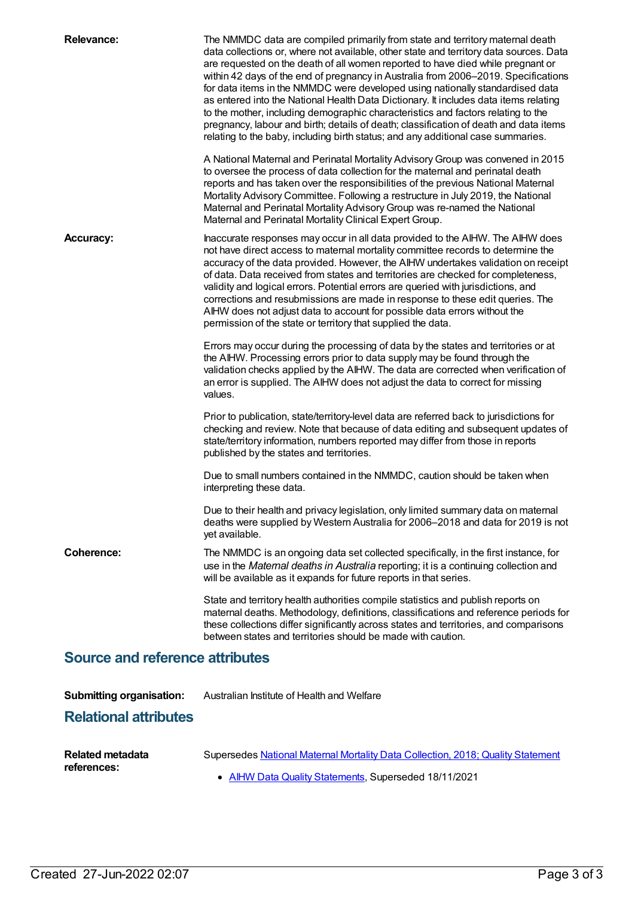**Relevance:**

The NMMDC data are compiled primarily from state and territory maternal death data collections or, where not available, other state and territory data sources. Data are requested on the death of all women reported to have died while pregnant or within 42 days of the end of pregnancy in Australia from 2006–2019. Specifications for data items in the NMMDC were developed using nationally standardised data as entered into the National Health Data Dictionary. It includes data items relating to the mother, including demographic characteristics and factors relating to the pregnancy, labour and birth; details of death; classification of death and data items relating to the baby, including birth status; and any additional case summaries.

A National Maternal and Perinatal Mortality Advisory Group was convened in 2015 to oversee the process of data collection for the maternal and perinatal death reports and has taken over the responsibilities of the previous National Maternal Mortality Advisory Committee. Following a restructure in July 2019, the National Maternal and Perinatal Mortality Advisory Group was re-named the National Maternal and Perinatal Mortality Clinical Expert Group.

**Accuracy:**

Inaccurate responses may occur in all data provided to the AIHW. The AIHW does not have direct access to maternal mortality committee records to determine the accuracy of the data provided. However, the AIHW undertakes validation on receipt of data. Data received from states and territories are checked for completeness, validity and logical errors. Potential errors are queried with jurisdictions, and corrections and resubmissions are made in response to these edit queries. The AIHW does not adjust data to account for possible data errors without the permission of the state or territory that supplied the data.

Errors may occur during the processing of data by the states and territories or at the AIHW. Processing errors prior to data supply may be found through the validation checks applied by the AIHW. The data are corrected when verification of an error is supplied. The AIHW does not adjust the data to correct for missing values.

Prior to publication, state/territory-level data are referred back to jurisdictions for checking and review. Note that because of data editing and subsequent updates of state/territory information, numbers reported may differ from those in reports published by the states and territories.

Due to small numbers contained in the NMMDC, caution should be taken when interpreting these data.

Due to their health and privacy legislation, only limited summary data on maternal deaths were supplied by Western Australia for 2006–2018 and data for 2019 is not yet available.

**Coherence:**

The NMMDC is an ongoing data set collected specifically, in the first instance, for use in the *Maternal deaths in Australia* reporting; it is a continuing collection and will be available as it expands for future reports in that series.

State and territory health authorities compile statistics and publish reports on maternal deaths. Methodology, definitions, classifications and reference periods for these collections differ significantly across states and territories, and comparisons between states and territories should be made with caution.

## Source and reference attributes

**Submitting organisation:** Australian Institute of Health and Welfare

## Relational attributes

**Related metadata references:**

Supersedes National Maternal Mortality Data Collection, 2018; Quality Statement

- AIHW Data Quality Statements, Superseded 18/11/2021